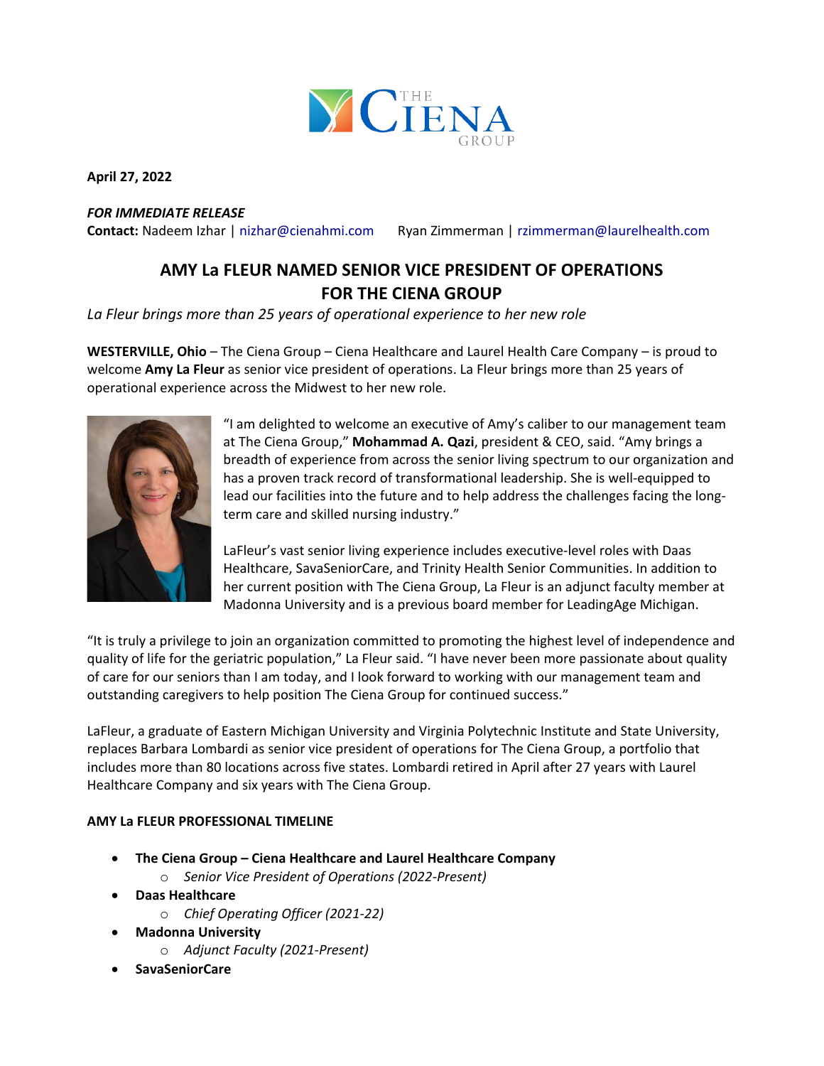April 27, 2022

***FOR IMMEDIATE RELEASE***
**Contact:** Nadeem Izhar | nizhar@cienahmi.com     Ryan Zimmerman | rzimmerman@laurelhealth.com

# AMY La FLEUR NAMED SENIOR VICE PRESIDENT OF OPERATIONS FOR THE CIENA GROUP

*La Fleur brings more than 25 years of operational experience to her new role*

**WESTERVILLE, Ohio** – The Ciena Group – Ciena Healthcare and Laurel Health Care Company – is proud to welcome **Amy La Fleur** as senior vice president of operations. La Fleur brings more than 25 years of operational experience across the Midwest to her new role.

"I am delighted to welcome an executive of Amy's caliber to our management team at The Ciena Group," **Mohammad A. Qazi**, president & CEO, said. "Amy brings a breadth of experience from across the senior living spectrum to our organization and has a proven track record of transformational leadership. She is well-equipped to lead our facilities into the future and to help address the challenges facing the long-term care and skilled nursing industry."

LaFleur's vast senior living experience includes executive-level roles with Daas Healthcare, SavaSeniorCare, and Trinity Health Senior Communities. In addition to her current position with The Ciena Group, La Fleur is an adjunct faculty member at Madonna University and is a previous board member for LeadingAge Michigan.

"It is truly a privilege to join an organization committed to promoting the highest level of independence and quality of life for the geriatric population," La Fleur said. "I have never been more passionate about quality of care for our seniors than I am today, and I look forward to working with our management team and outstanding caregivers to help position The Ciena Group for continued success."

LaFleur, a graduate of Eastern Michigan University and Virginia Polytechnic Institute and State University, replaces Barbara Lombardi as senior vice president of operations for The Ciena Group, a portfolio that includes more than 80 locations across five states. Lombardi retired in April after 27 years with Laurel Healthcare Company and six years with The Ciena Group.

**AMY La FLEUR PROFESSIONAL TIMELINE**

- **The Ciena Group – Ciena Healthcare and Laurel Healthcare Company**
  - *Senior Vice President of Operations (2022-Present)*
- **Daas Healthcare**
  - *Chief Operating Officer (2021-22)*
- **Madonna University**
  - *Adjunct Faculty (2021-Present)*
- **SavaSeniorCare**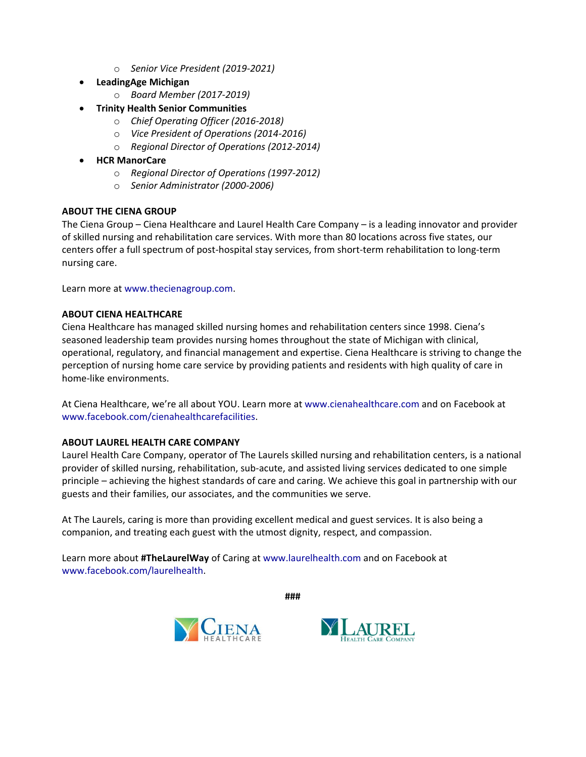- *Senior Vice President (2019-2021)*
- **LeadingAge Michigan**
    - *Board Member (2017-2019)*
- **Trinity Health Senior Communities**
    - *Chief Operating Officer (2016-2018)*
    - *Vice President of Operations (2014-2016)*
    - *Regional Director of Operations (2012-2014)*
- **HCR ManorCare**
    - *Regional Director of Operations (1997-2012)*
    - *Senior Administrator (2000-2006)*

**ABOUT THE CIENA GROUP**

The Ciena Group – Ciena Healthcare and Laurel Health Care Company – is a leading innovator and provider of skilled nursing and rehabilitation care services. With more than 80 locations across five states, our centers offer a full spectrum of post-hospital stay services, from short-term rehabilitation to long-term nursing care.

Learn more at www.thecienagroup.com.

**ABOUT CIENA HEALTHCARE**

Ciena Healthcare has managed skilled nursing homes and rehabilitation centers since 1998. Ciena's seasoned leadership team provides nursing homes throughout the state of Michigan with clinical, operational, regulatory, and financial management and expertise. Ciena Healthcare is striving to change the perception of nursing home care service by providing patients and residents with high quality of care in home-like environments.

At Ciena Healthcare, we're all about YOU. Learn more at www.cienahealthcare.com and on Facebook at www.facebook.com/cienahealthcarefacilities.

**ABOUT LAUREL HEALTH CARE COMPANY**

Laurel Health Care Company, operator of The Laurels skilled nursing and rehabilitation centers, is a national provider of skilled nursing, rehabilitation, sub-acute, and assisted living services dedicated to one simple principle – achieving the highest standards of care and caring. We achieve this goal in partnership with our guests and their families, our associates, and the communities we serve.

At The Laurels, caring is more than providing excellent medical and guest services. It is also being a companion, and treating each guest with the utmost dignity, respect, and compassion.

Learn more about **#TheLaurelWay** of Caring at www.laurelhealth.com and on Facebook at www.facebook.com/laurelhealth.

###

CIENA HEALTHCARE    LAUREL HEALTH CARE COMPANY